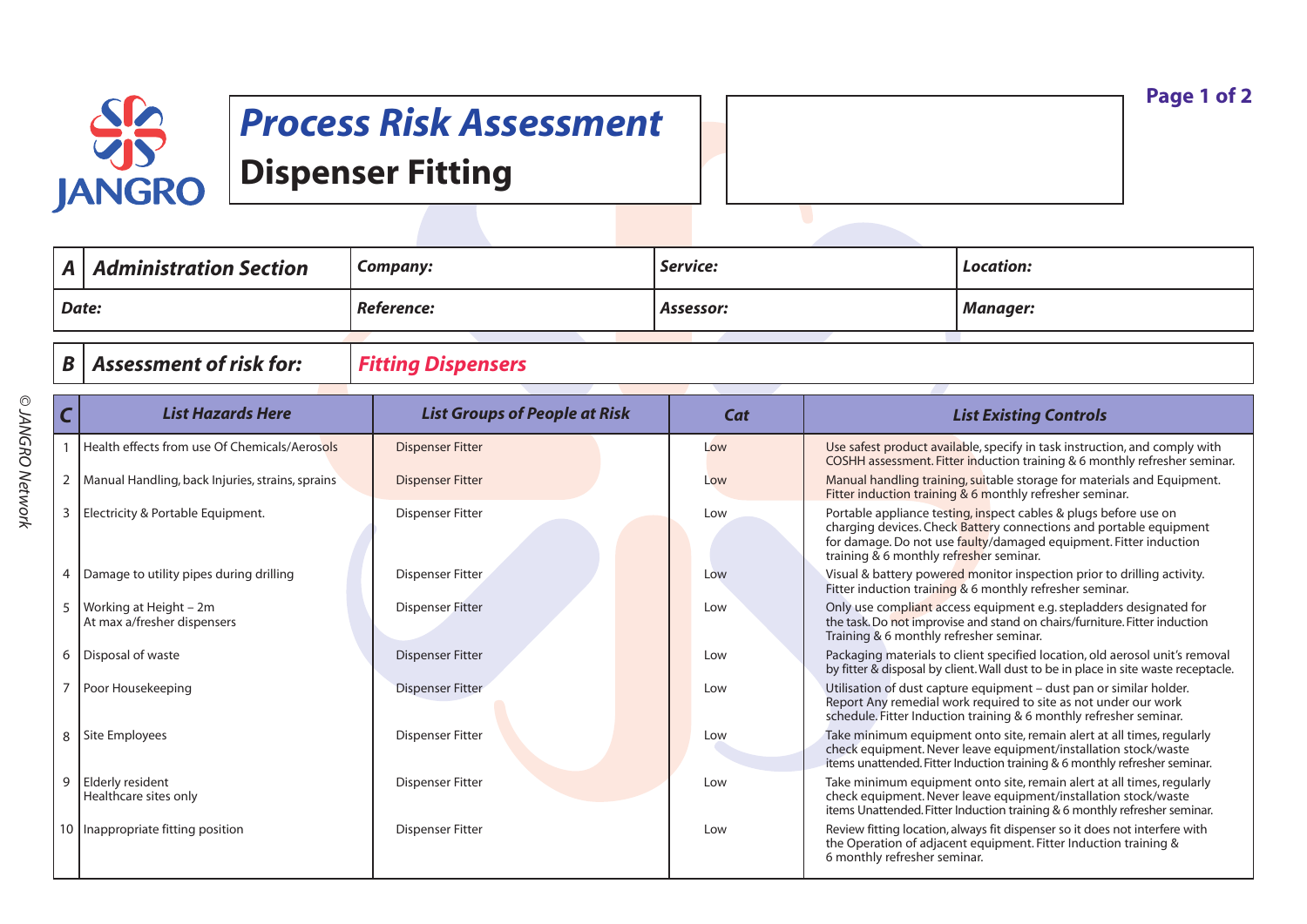JANGRO

# Process Risk Assessment

## Dispenser Fitting

| A | Administration Section | Company: | Service: | Location: |
|---|---|---|---|---|
| Date: | | Reference: | Assessor: | Manager: |

| B | Assessment of risk for: | Fitting Dispensers |
|---|---|---|

| C | List Hazards Here | List Groups of People at Risk | Cat | List Existing Controls |
|---|---|---|---|---|
| 1 | Health effects from use Of Chemicals/Aerosols | Dispenser Fitter | Low | Use safest product available, specify in task instruction, and comply with COSHH assessment. Fitter induction training & 6 monthly refresher seminar. |
| 2 | Manual Handling, back Injuries, strains, sprains | Dispenser Fitter | Low | Manual handling training, suitable storage for materials and Equipment. Fitter induction training & 6 monthly refresher seminar. |
| 3 | Electricity & Portable Equipment. | Dispenser Fitter | Low | Portable appliance testing, inspect cables & plugs before use on charging devices. Check Battery connections and portable equipment for damage. Do not use faulty/damaged equipment. Fitter induction training & 6 monthly refresher seminar. |
| 4 | Damage to utility pipes during drilling | Dispenser Fitter | Low | Visual & battery powered monitor inspection prior to drilling activity. Fitter induction training & 6 monthly refresher seminar. |
| 5 | Working at Height – 2m At max a/fresher dispensers | Dispenser Fitter | Low | Only use compliant access equipment e.g. stepladders designated for the task. Do not improvise and stand on chairs/furniture. Fitter induction Training & 6 monthly refresher seminar. |
| 6 | Disposal of waste | Dispenser Fitter | Low | Packaging materials to client specified location, old aerosol unit's removal by fitter & disposal by client. Wall dust to be in place in site waste receptacle. |
| 7 | Poor Housekeeping | Dispenser Fitter | Low | Utilisation of dust capture equipment – dust pan or similar holder. Report Any remedial work required to site as not under our work schedule. Fitter Induction training & 6 monthly refresher seminar. |
| 8 | Site Employees | Dispenser Fitter | Low | Take minimum equipment onto site, remain alert at all times, regularly check equipment. Never leave equipment/installation stock/waste items unattended. Fitter Induction training & 6 monthly refresher seminar. |
| 9 | Elderly resident Healthcare sites only | Dispenser Fitter | Low | Take minimum equipment onto site, remain alert at all times, regularly check equipment. Never leave equipment/installation stock/waste items Unattended. Fitter Induction training & 6 monthly refresher seminar. |
| 10 | Inappropriate fitting position | Dispenser Fitter | Low | Review fitting location, always fit dispenser so it does not interfere with the Operation of adjacent equipment. Fitter Induction training & 6 monthly refresher seminar. |

© JANGRO Network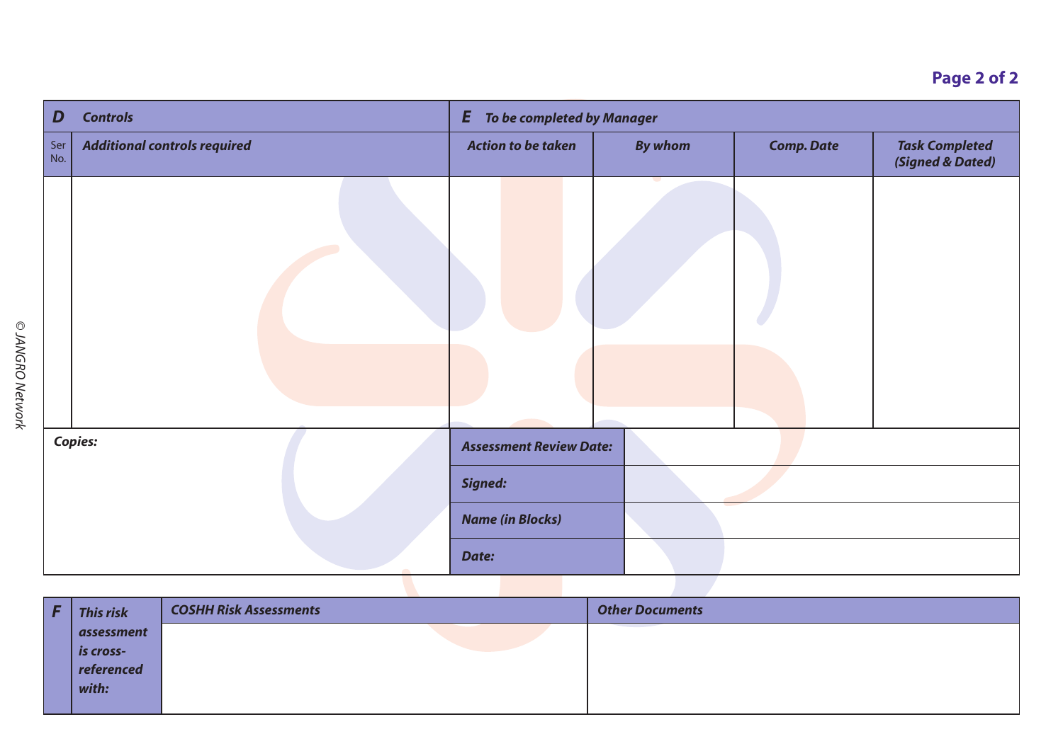| D | Controls | E | To be completed by Manager | | | |
|---|---|---|---|---|---|---|
| Ser No. | Additional controls required | | Action to be taken | By whom | Comp. Date | Task Completed (Signed & Dated) |
| | | | | | | |

| Copies: | | |
|---|---|---|
| | **Assessment Review Date:** | |
| | **Signed:** | |
| | **Name (in Blocks)** | |
| | **Date:** | |

| F | This risk assessment is cross-referenced with: | COSHH Risk Assessments | Other Documents |
|---|---|---|---|
| | | | |

© JANGRO Network